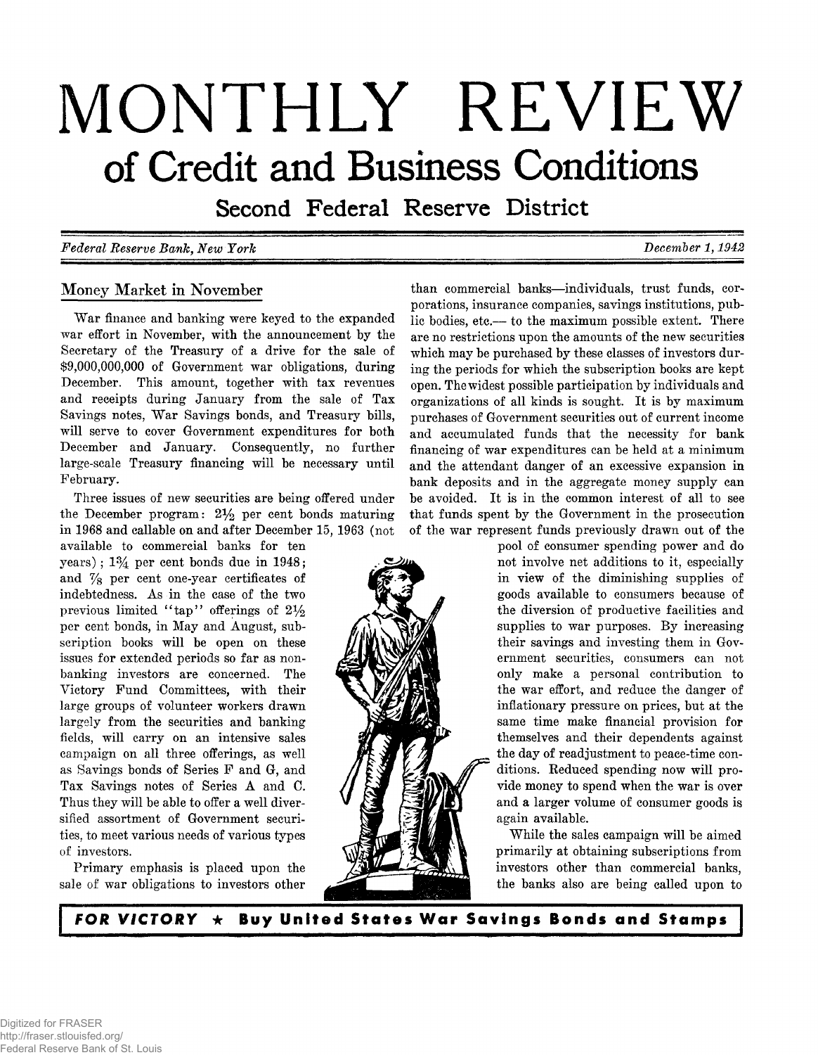# MONTHLY REVIEW

## of Credit and Business Conditions

### Second Federal Reserve District

*Federal Reserve Bank, New York* *December 1, 1942*

### Money Market in November

War finance and banking were keyed to the expanded war effort in November, with the announcement by the Secretary of the Treasury of a drive for the sale of $9,000,000,000 of Government war obligations, during December. This amount, together with tax revenues and receipts during January from the sale of Tax Savings notes, War Savings bonds, and Treasury bills, will serve to cover Government expenditures for both December and January. Consequently, no further large-scale Treasury financing will be necessary until February.

Three issues of new securities are being offered under the December program: $2\frac{1}{2}$ per cent bonds maturing in 1968 and callable on and after December 15, 1963 (not available to commercial banks for ten years); $1\frac{3}{4}$ per cent bonds due in 1948; and $\frac{7}{8}$ per cent one-year certificates of indebtedness. As in the case of the two previous limited "tap" offerings of $2\frac{1}{2}$ per cent bonds, in May and August, subscription books will be open on these issues for extended periods so far as non-banking investors are concerned. The Victory Fund Committees, with their large groups of volunteer workers drawn largely from the securities and banking fields, will carry on an intensive sales campaign on all three offerings, as well as Savings bonds of Series F and G, and Tax Savings notes of Series A and C. Thus they will be able to offer a well diversified assortment of Government securities, to meet various needs of various types of investors.

Primary emphasis is placed upon the sale of war obligations to investors other than commercial banks—individuals, trust funds, corporations, insurance companies, savings institutions, public bodies, etc.— to the maximum possible extent. There are no restrictions upon the amounts of the new securities which may be purchased by these classes of investors during the periods for which the subscription books are kept open. The widest possible participation by individuals and organizations of all kinds is sought. It is by maximum purchases of Government securities out of current income and accumulated funds that the necessity for bank financing of war expenditures can be held at a minimum and the attendant danger of an excessive expansion in bank deposits and in the aggregate money supply can be avoided. It is in the common interest of all to see that funds spent by the Government in the prosecution of the war represent funds previously drawn out of the pool of consumer spending power and do not involve net additions to it, especially in view of the diminishing supplies of goods available to consumers because of the diversion of productive facilities and supplies to war purposes. By increasing their savings and investing them in Government securities, consumers can not only make a personal contribution to the war effort, and reduce the danger of inflationary pressure on prices, but at the same time make financial provision for themselves and their dependents against the day of readjustment to peace-time conditions. Reduced spending now will provide money to spend when the war is over and a larger volume of consumer goods is again available.

While the sales campaign will be aimed primarily at obtaining subscriptions from investors other than commercial banks, the banks also are being called upon to

**FOR VICTORY ★ Buy United States War Savings Bonds and Stamps**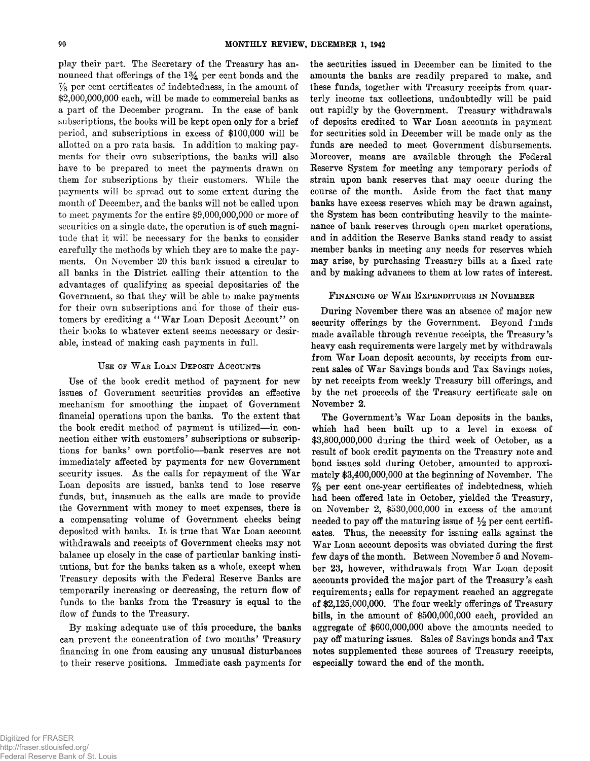play their part. The Secretary of the Treasury has announced that offerings of the 1¾ per cent bonds and the ⅞ per cent certificates of indebtedness, in the amount of $2,000,000,000 each, will be made to commercial banks as a part of the December program. In the case of bank subscriptions, the books will be kept open only for a brief period, and subscriptions in excess of $100,000 will be allotted on a pro rata basis. In addition to making payments for their own subscriptions, the banks will also have to be prepared to meet the payments drawn on them for subscriptions by their customers. While the payments will be spread out to some extent during the month of December, and the banks will not be called upon to meet payments for the entire $9,000,000,000 or more of securities on a single date, the operation is of such magnitude that it will be necessary for the banks to consider carefully the methods by which they are to make the payments. On November 20 this bank issued a circular to all banks in the District calling their attention to the advantages of qualifying as special depositaries of the Government, so that they will be able to make payments for their own subscriptions and for those of their customers by crediting a "War Loan Deposit Account" on their books to whatever extent seems necessary or desirable, instead of making cash payments in full.

### Use of War Loan Deposit Accounts

Use of the book credit method of payment for new issues of Government securities provides an effective mechanism for smoothing the impact of Government financial operations upon the banks. To the extent that the book credit method of payment is utilized—in connection either with customers' subscriptions or subscriptions for banks' own portfolio—bank reserves are not immediately affected by payments for new Government security issues. As the calls for repayment of the War Loan deposits are issued, banks tend to lose reserve funds, but, inasmuch as the calls are made to provide the Government with money to meet expenses, there is a compensating volume of Government checks being deposited with banks. It is true that War Loan account withdrawals and receipts of Government checks may not balance up closely in the case of particular banking institutions, but for the banks taken as a whole, except when Treasury deposits with the Federal Reserve Banks are temporarily increasing or decreasing, the return flow of funds to the banks from the Treasury is equal to the flow of funds to the Treasury.

By making adequate use of this procedure, the banks can prevent the concentration of two months' Treasury financing in one from causing any unusual disturbances to their reserve positions. Immediate cash payments for the securities issued in December can be limited to the amounts the banks are readily prepared to make, and these funds, together with Treasury receipts from quarterly income tax collections, undoubtedly will be paid out rapidly by the Government. Treasury withdrawals of deposits credited to War Loan accounts in payment for securities sold in December will be made only as the funds are needed to meet Government disbursements. Moreover, means are available through the Federal Reserve System for meeting any temporary periods of strain upon bank reserves that may occur during the course of the month. Aside from the fact that many banks have excess reserves which may be drawn against, the System has been contributing heavily to the maintenance of bank reserves through open market operations, and in addition the Reserve Banks stand ready to assist member banks in meeting any needs for reserves which may arise, by purchasing Treasury bills at a fixed rate and by making advances to them at low rates of interest.

### Financing of War Expenditures in November

During November there was an absence of major new security offerings by the Government. Beyond funds made available through revenue receipts, the Treasury's heavy cash requirements were largely met by withdrawals from War Loan deposit accounts, by receipts from current sales of War Savings bonds and Tax Savings notes, by net receipts from weekly Treasury bill offerings, and by the net proceeds of the Treasury certificate sale on November 2.

The Government's War Loan deposits in the banks, which had been built up to a level in excess of $3,800,000,000 during the third week of October, as a result of book credit payments on the Treasury note and bond issues sold during October, amounted to approximately $3,400,000,000 at the beginning of November. The ⅞ per cent one-year certificates of indebtedness, which had been offered late in October, yielded the Treasury, on November 2, $530,000,000 in excess of the amount needed to pay off the maturing issue of ½ per cent certificates. Thus, the necessity for issuing calls against the War Loan account deposits was obviated during the first few days of the month. Between November 5 and November 23, however, withdrawals from War Loan deposit accounts provided the major part of the Treasury's cash requirements; calls for repayment reached an aggregate of $2,125,000,000. The four weekly offerings of Treasury bills, in the amount of $500,000,000 each, provided an aggregate of $600,000,000 above the amounts needed to pay off maturing issues. Sales of Savings bonds and Tax notes supplemented these sources of Treasury receipts, especially toward the end of the month.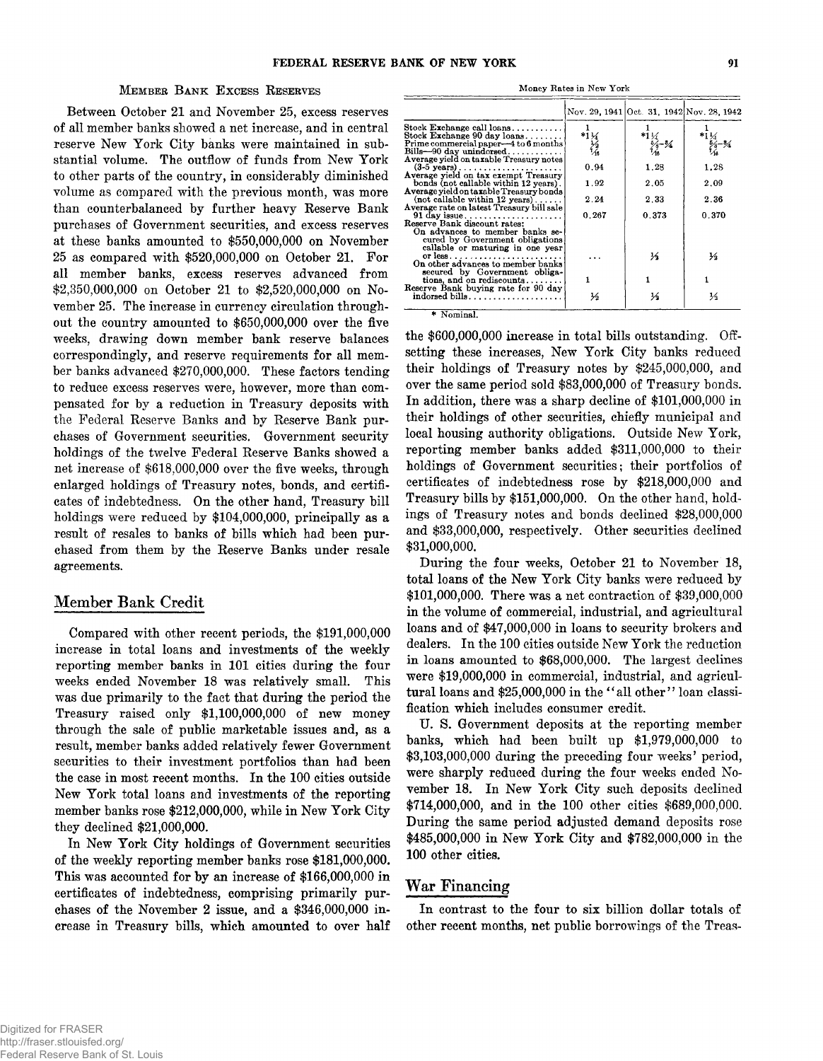### Member Bank Excess Reserves

Between October 21 and November 25, excess reserves of all member banks showed a net increase, and in central reserve New York City banks were maintained in substantial volume. The outflow of funds from New York to other parts of the country, in considerably diminished volume as compared with the previous month, was more than counterbalanced by further heavy Reserve Bank purchases of Government securities, and excess reserves at these banks amounted to $550,000,000 on November 25 as compared with $520,000,000 on October 21. For all member banks, excess reserves advanced from $2,350,000,000 on October 21 to $2,520,000,000 on November 25. The increase in currency circulation throughout the country amounted to $650,000,000 over the five weeks, drawing down member bank reserve balances correspondingly, and reserve requirements for all member banks advanced $270,000,000. These factors tending to reduce excess reserves were, however, more than compensated for by a reduction in Treasury deposits with the Federal Reserve Banks and by Reserve Bank purchases of Government securities. Government security holdings of the twelve Federal Reserve Banks showed a net increase of $618,000,000 over the five weeks, through enlarged holdings of Treasury notes, bonds, and certificates of indebtedness. On the other hand, Treasury bill holdings were reduced by $104,000,000, principally as a result of resales to banks of bills which had been purchased from them by the Reserve Banks under resale agreements.

Money Rates in New York

| | Nov. 29, 1941 | Oct. 31, 1942 | Nov. 28, 1942 |
|---|---|---|---|
| Stock Exchange call loans | 1 | 1 | 1 |
| Stock Exchange 90 day loans | *1¼ | *1¼ | *1¼ |
| Prime commercial paper—4 to 6 months | ½ | ⅝–¾ | ⅝–¾ |
| Bills—90 day unindorsed | 7/16 | 7/16 | 7/16 |
| Average yield on taxable Treasury notes (3-5 years) | 0.94 | 1.28 | 1.28 |
| Average yield on tax exempt Treasury bonds (not callable within 12 years) | 1.92 | 2.05 | 2.09 |
| Average yield on taxable Treasury bonds (not callable within 12 years) | 2.24 | 2.33 | 2.36 |
| Average rate on latest Treasury bill sale 91 day issue | 0.267 | 0.373 | 0.370 |
| Reserve Bank discount rates: | | | |
| On advances to member banks secured by Government obligations callable or maturing in one year or less | ... | ½ | ½ |
| On other advances to member banks secured by Government obligations, and on rediscounts | 1 | 1 | 1 |
| Reserve Bank buying rate for 90 day indorsed bills | ½ | ½ | ½ |

\* Nominal.

## Member Bank Credit

Compared with other recent periods, the $191,000,000 increase in total loans and investments of the weekly reporting member banks in 101 cities during the four weeks ended November 18 was relatively small. This was due primarily to the fact that during the period the Treasury raised only $1,100,000,000 of new money through the sale of public marketable issues and, as a result, member banks added relatively fewer Government securities to their investment portfolios than had been the case in most recent months. In the 100 cities outside New York total loans and investments of the reporting member banks rose $212,000,000, while in New York City they declined $21,000,000.

In New York City holdings of Government securities of the weekly reporting member banks rose $181,000,000. This was accounted for by an increase of $166,000,000 in certificates of indebtedness, comprising primarily purchases of the November 2 issue, and a $346,000,000 increase in Treasury bills, which amounted to over half the $600,000,000 increase in total bills outstanding. Offsetting these increases, New York City banks reduced their holdings of Treasury notes by $245,000,000, and over the same period sold $83,000,000 of Treasury bonds. In addition, there was a sharp decline of $101,000,000 in their holdings of other securities, chiefly municipal and local housing authority obligations. Outside New York, reporting member banks added $311,000,000 to their holdings of Government securities; their portfolios of certificates of indebtedness rose by $218,000,000 and Treasury bills by $151,000,000. On the other hand, holdings of Treasury notes and bonds declined $28,000,000 and $33,000,000, respectively. Other securities declined $31,000,000.

During the four weeks, October 21 to November 18, total loans of the New York City banks were reduced by $101,000,000. There was a net contraction of $39,000,000 in the volume of commercial, industrial, and agricultural loans and of $47,000,000 in loans to security brokers and dealers. In the 100 cities outside New York the reduction in loans amounted to $68,000,000. The largest declines were $19,000,000 in commercial, industrial, and agricultural loans and $25,000,000 in the "all other" loan classification which includes consumer credit.

U. S. Government deposits at the reporting member banks, which had been built up $1,979,000,000 to $3,103,000,000 during the preceding four weeks' period, were sharply reduced during the four weeks ended November 18. In New York City such deposits declined $714,000,000, and in the 100 other cities $689,000,000. During the same period adjusted demand deposits rose $485,000,000 in New York City and $782,000,000 in the 100 other cities.

## War Financing

In contrast to the four to six billion dollar totals of other recent months, net public borrowings of the Treas-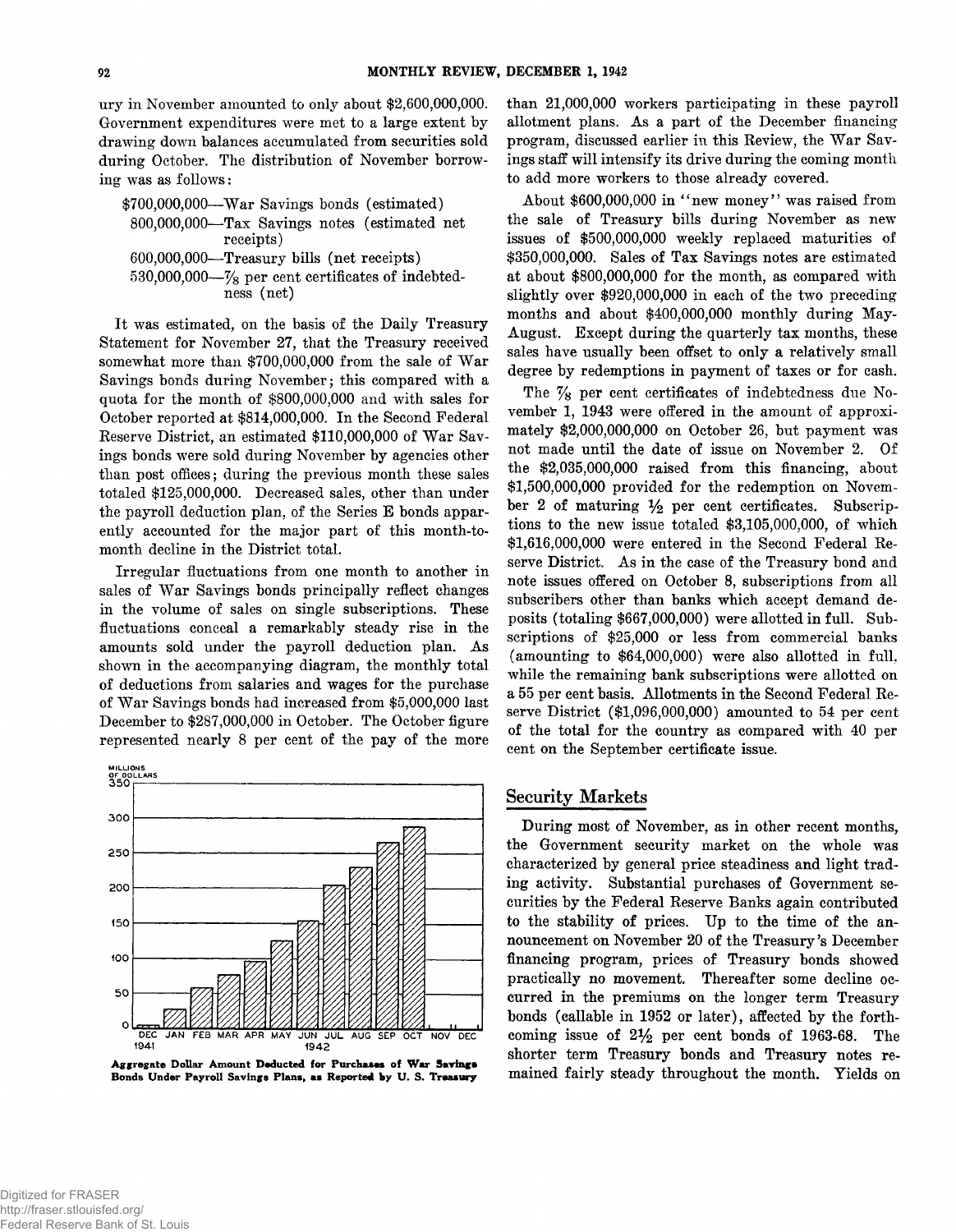ury in November amounted to only about $2,600,000,000. Government expenditures were met to a large extent by drawing down balances accumulated from securities sold during October. The distribution of November borrowing was as follows:

$700,000,000—War Savings bonds (estimated)
800,000,000—Tax Savings notes (estimated net receipts)
600,000,000—Treasury bills (net receipts)
530,000,000—7/8 per cent certificates of indebtedness (net)

It was estimated, on the basis of the Daily Treasury Statement for November 27, that the Treasury received somewhat more than $700,000,000 from the sale of War Savings bonds during November; this compared with a quota for the month of $800,000,000 and with sales for October reported at $814,000,000. In the Second Federal Reserve District, an estimated $110,000,000 of War Savings bonds were sold during November by agencies other than post offices; during the previous month these sales totaled $125,000,000. Decreased sales, other than under the payroll deduction plan, of the Series E bonds apparently accounted for the major part of this month-to-month decline in the District total.

Irregular fluctuations from one month to another in sales of War Savings bonds principally reflect changes in the volume of sales on single subscriptions. These fluctuations conceal a remarkably steady rise in the amounts sold under the payroll deduction plan. As shown in the accompanying diagram, the monthly total of deductions from salaries and wages for the purchase of War Savings bonds had increased from $5,000,000 last December to $287,000,000 in October. The October figure represented nearly 8 per cent of the pay of the more than 21,000,000 workers participating in these payroll allotment plans. As a part of the December financing program, discussed earlier in this Review, the War Savings staff will intensify its drive during the coming month to add more workers to those already covered.

Aggregate Dollar Amount Deducted for Purchases of War Savings Bonds Under Payroll Savings Plans, as Reported by U. S. Treasury

About $600,000,000 in "new money" was raised from the sale of Treasury bills during November as new issues of $500,000,000 weekly replaced maturities of $350,000,000. Sales of Tax Savings notes are estimated at about $800,000,000 for the month, as compared with slightly over $920,000,000 in each of the two preceding months and about $400,000,000 monthly during May-August. Except during the quarterly tax months, these sales have usually been offset to only a relatively small degree by redemptions in payment of taxes or for cash.

The 7/8 per cent certificates of indebtedness due November 1, 1943 were offered in the amount of approximately $2,000,000,000 on October 26, but payment was not made until the date of issue on November 2. Of the $2,035,000,000 raised from this financing, about $1,500,000,000 provided for the redemption on November 2 of maturing 1/2 per cent certificates. Subscriptions to the new issue totaled $3,105,000,000, of which $1,616,000,000 were entered in the Second Federal Reserve District. As in the case of the Treasury bond and note issues offered on October 8, subscriptions from all subscribers other than banks which accept demand deposits (totaling $667,000,000) were allotted in full. Subscriptions of $25,000 or less from commercial banks (amounting to $64,000,000) were also allotted in full, while the remaining bank subscriptions were allotted on a 55 per cent basis. Allotments in the Second Federal Reserve District ($1,096,000,000) amounted to 54 per cent of the total for the country as compared with 40 per cent on the September certificate issue.

## Security Markets

During most of November, as in other recent months, the Government security market on the whole was characterized by general price steadiness and light trading activity. Substantial purchases of Government securities by the Federal Reserve Banks again contributed to the stability of prices. Up to the time of the announcement on November 20 of the Treasury's December financing program, prices of Treasury bonds showed practically no movement. Thereafter some decline occurred in the premiums on the longer term Treasury bonds (callable in 1952 or later), affected by the forthcoming issue of 2½ per cent bonds of 1963-68. The shorter term Treasury bonds and Treasury notes remained fairly steady throughout the month. Yields on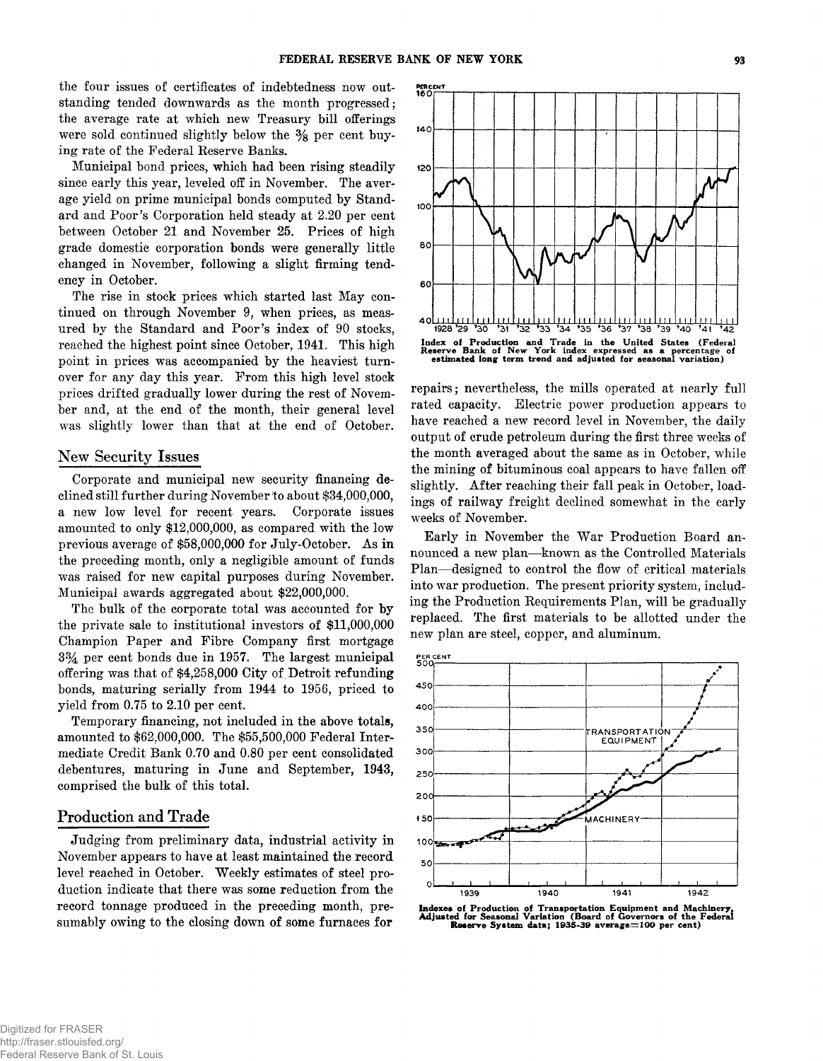the four issues of certificates of indebtedness now outstanding tended downwards as the month progressed; the average rate at which new Treasury bill offerings were sold continued slightly below the 3/8 per cent buying rate of the Federal Reserve Banks.

Municipal bond prices, which had been rising steadily since early this year, leveled off in November. The average yield on prime municipal bonds computed by Standard and Poor's Corporation held steady at 2.20 per cent between October 21 and November 25. Prices of high grade domestic corporation bonds were generally little changed in November, following a slight firming tendency in October.

The rise in stock prices which started last May continued on through November 9, when prices, as measured by the Standard and Poor's index of 90 stocks, reached the highest point since October, 1941. This high point in prices was accompanied by the heaviest turnover for any day this year. From this high level stock prices drifted gradually lower during the rest of November and, at the end of the month, their general level was slightly lower than that at the end of October.

## New Security Issues

Corporate and municipal new security financing declined still further during November to about $34,000,000, a new low level for recent years. Corporate issues amounted to only $12,000,000, as compared with the low previous average of $58,000,000 for July-October. As in the preceding month, only a negligible amount of funds was raised for new capital purposes during November. Municipal awards aggregated about $22,000,000.

The bulk of the corporate total was accounted for by the private sale to institutional investors of $11,000,000 Champion Paper and Fibre Company first mortgage 3¾ per cent bonds due in 1957. The largest municipal offering was that of $4,258,000 City of Detroit refunding bonds, maturing serially from 1944 to 1956, priced to yield from 0.75 to 2.10 per cent.

Temporary financing, not included in the above totals, amounted to $62,000,000. The $55,500,000 Federal Intermediate Credit Bank 0.70 and 0.80 per cent consolidated debentures, maturing in June and September, 1943, comprised the bulk of this total.

## Production and Trade

Judging from preliminary data, industrial activity in November appears to have at least maintained the record level reached in October. Weekly estimates of steel production indicate that there was some reduction from the record tonnage produced in the preceding month, presumably owing to the closing down of some furnaces for repairs; nevertheless, the mills operated at nearly full rated capacity. Electric power production appears to have reached a new record level in November, the daily output of crude petroleum during the first three weeks of the month averaged about the same as in October, while the mining of bituminous coal appears to have fallen off slightly. After reaching their fall peak in October, loadings of railway freight declined somewhat in the early weeks of November.

Index of Production and Trade in the United States (Federal Reserve Bank of New York index expressed as a percentage of estimated long term trend and adjusted for seasonal variation)

Early in November the War Production Board announced a new plan—known as the Controlled Materials Plan—designed to control the flow of critical materials into war production. The present priority system, including the Production Requirements Plan, will be gradually replaced. The first materials to be allotted under the new plan are steel, copper, and aluminum.

Indexes of Production of Transportation Equipment and Machinery, Adjusted for Seasonal Variation (Board of Governors of the Federal Reserve System data; 1935-39 average=100 per cent)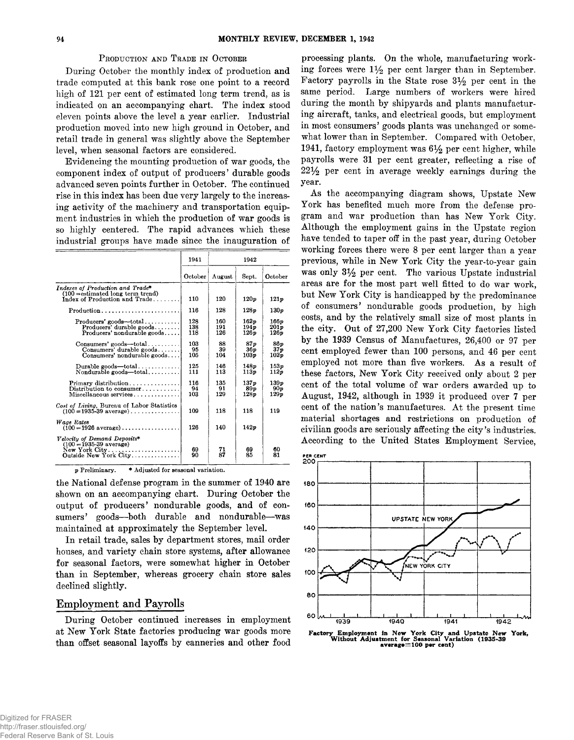### Production and Trade in October

During October the monthly index of production and trade computed at this bank rose one point to a record high of 121 per cent of estimated long term trend, as is indicated on an accompanying chart. The index stood eleven points above the level a year earlier. Industrial production moved into new high ground in October, and retail trade in general was slightly above the September level, when seasonal factors are considered.

Evidencing the mounting production of war goods, the component index of output of producers' durable goods advanced seven points further in October. The continued rise in this index has been due very largely to the increasing activity of the machinery and transportation equipment industries in which the production of war goods is so highly centered. The rapid advances which these industrial groups have made since the inauguration of the National defense program in the summer of 1940 are shown on an accompanying chart. During October the output of producers' nondurable goods, and of consumers' goods—both durable and nondurable—was maintained at approximately the September level.

| | 1941 | 1942 | | |
|---|---|---|---|---|
| | October | August | Sept. | October |
| *Indexes of Production and Trade** (100 = estimated long term trend) | | | | |
| Index of Production and Trade | 110 | 120 | 120p | 121p |
| Production | 116 | 128 | 128p | 130p |
| Producers' goods—total | 128 | 160 | 162p | 166p |
| Producers' durable goods | 138 | 191 | 194p | 201p |
| Producers' nondurable goods | 118 | 126 | 126p | 126p |
| Consumers' goods—total | 103 | 88 | 87p | 86p |
| Consumers' durable goods | 95 | 39 | 36p | 37p |
| Consumers' nondurable goods | 105 | 104 | 103p | 102p |
| Durable goods—total | 125 | 146 | 148p | 153p |
| Nondurable goods—total | 111 | 113 | 113p | 112p |
| Primary distribution | 116 | 135 | 137p | 139p |
| Distribution to consumer | 94 | 91 | 89p | 90p |
| Miscellaneous services | 103 | 129 | 128p | 129p |
| *Cost of Living*, Bureau of Labor Statistics (100 = 1935-39 average) | 109 | 118 | 118 | 119 |
| *Wage Rates* (100 = 1926 average) | 126 | 140 | 142p | |
| *Velocity of Demand Deposits** (100 = 1935-39 average) | | | | |
| New York City | 69 | 71 | 69 | 60 |
| Outside New York City | 90 | 87 | 85 | 81 |

p Preliminary. * Adjusted for seasonal variation.

In retail trade, sales by department stores, mail order houses, and variety chain store systems, after allowance for seasonal factors, were somewhat higher in October than in September, whereas grocery chain store sales declined slightly.

## Employment and Payrolls

During October continued increases in employment at New York State factories producing war goods more than offset seasonal layoffs by canneries and other food processing plants. On the whole, manufacturing working forces were 1½ per cent larger than in September. Factory payrolls in the State rose 3½ per cent in the same period. Large numbers of workers were hired during the month by shipyards and plants manufacturing aircraft, tanks, and electrical goods, but employment in most consumers' goods plants was unchanged or somewhat lower than in September. Compared with October, 1941, factory employment was 6½ per cent higher, while payrolls were 31 per cent greater, reflecting a rise of 22½ per cent in average weekly earnings during the year.

As the accompanying diagram shows, Upstate New York has benefited much more from the defense program and war production than has New York City. Although the employment gains in the Upstate region have tended to taper off in the past year, during October working forces there were 8 per cent larger than a year previous, while in New York City the year-to-year gain was only 3½ per cent. The various Upstate industrial areas are for the most part well fitted to do war work, but New York City is handicapped by the predominance of consumers' nondurable goods production, by high costs, and by the relatively small size of most plants in the city. Out of 27,200 New York City factories listed by the 1939 Census of Manufactures, 26,400 or 97 per cent employed fewer than 100 persons, and 46 per cent employed not more than five workers. As a result of these factors, New York City received only about 2 per cent of the total volume of war orders awarded up to August, 1942, although in 1939 it produced over 7 per cent of the nation's manufactures. At the present time material shortages and restrictions on production of civilian goods are seriously affecting the city's industries. According to the United States Employment Service,

**Factory Employment in New York City and Upstate New York, Without Adjustment for Seasonal Variation (1935-39 average=100 per cent)**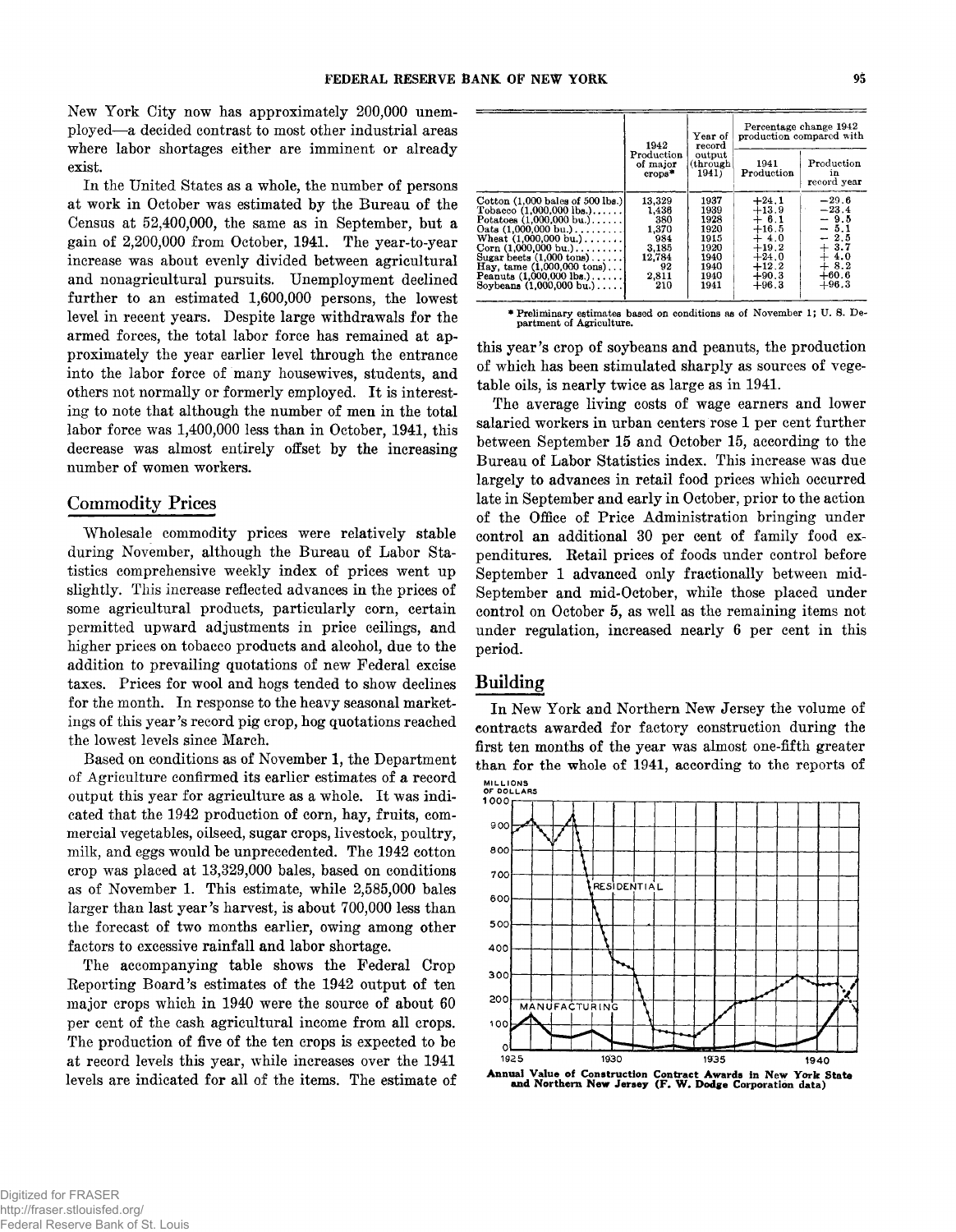New York City now has approximately 200,000 unemployed—a decided contrast to most other industrial areas where labor shortages either are imminent or already exist.

In the United States as a whole, the number of persons at work in October was estimated by the Bureau of the Census at 52,400,000, the same as in September, but a gain of 2,200,000 from October, 1941. The year-to-year increase was about evenly divided between agricultural and nonagricultural pursuits. Unemployment declined further to an estimated 1,600,000 persons, the lowest level in recent years. Despite large withdrawals for the armed forces, the total labor force has remained at approximately the year earlier level through the entrance into the labor force of many housewives, students, and others not normally or formerly employed. It is interesting to note that although the number of men in the total labor force was 1,400,000 less than in October, 1941, this decrease was almost entirely offset by the increasing number of women workers.

## Commodity Prices

Wholesale commodity prices were relatively stable during November, although the Bureau of Labor Statistics comprehensive weekly index of prices went up slightly. This increase reflected advances in the prices of some agricultural products, particularly corn, certain permitted upward adjustments in price ceilings, and higher prices on tobacco products and alcohol, due to the addition to prevailing quotations of new Federal excise taxes. Prices for wool and hogs tended to show declines for the month. In response to the heavy seasonal marketings of this year's record pig crop, hog quotations reached the lowest levels since March.

Based on conditions as of November 1, the Department of Agriculture confirmed its earlier estimates of a record output this year for agriculture as a whole. It was indicated that the 1942 production of corn, hay, fruits, commercial vegetables, oilseed, sugar crops, livestock, poultry, milk, and eggs would be unprecedented. The 1942 cotton crop was placed at 13,329,000 bales, based on conditions as of November 1. This estimate, while 2,585,000 bales larger than last year's harvest, is about 700,000 less than the forecast of two months earlier, owing among other factors to excessive rainfall and labor shortage.

The accompanying table shows the Federal Crop Reporting Board's estimates of the 1942 output of ten major crops which in 1940 were the source of about 60 per cent of the cash agricultural income from all crops. The production of five of the ten crops is expected to be at record levels this year, while increases over the 1941 levels are indicated for all of the items. The estimate of this year's crop of soybeans and peanuts, the production of which has been stimulated sharply as sources of vegetable oils, is nearly twice as large as in 1941.

| | 1942 Production of major crops* | Year of record output (through 1941) | Percentage change 1942 production compared with | |
|---|---|---|---|---|
| | | | 1941 Production | Production in record year |
| Cotton (1,000 bales of 500 lbs.) | 13,329 | 1937 | +24.1 | −29.6 |
| Tobacco (1,000,000 lbs.) | 1,436 | 1939 | +13.9 | −23.4 |
| Potatoes (1,000,000 bu.) | 380 | 1928 | + 6.1 | − 9.5 |
| Oats (1,000,000 bu.) | 1,370 | 1920 | +16.5 | − 5.1 |
| Wheat (1,000,000 bu.) | 984 | 1915 | + 4.0 | − 2.5 |
| Corn (1,000,000 bu.) | 3,185 | 1920 | +19.2 | + 3.7 |
| Sugar beets (1,000 tons) | 12,784 | 1940 | +24.0 | + 4.0 |
| Hay, tame (1,000,000 tons) | 92 | 1940 | +12.2 | + 8.2 |
| Peanuts (1,000,000 lbs.) | 2,811 | 1940 | +90.3 | +60.6 |
| Soybeans (1,000,000 bu.) | 210 | 1941 | +96.3 | +96.3 |

\* Preliminary estimates based on conditions as of November 1; U. S. Department of Agriculture.

The average living costs of wage earners and lower salaried workers in urban centers rose 1 per cent further between September 15 and October 15, according to the Bureau of Labor Statistics index. This increase was due largely to advances in retail food prices which occurred late in September and early in October, prior to the action of the Office of Price Administration bringing under control an additional 30 per cent of family food expenditures. Retail prices of foods under control before September 1 advanced only fractionally between mid-September and mid-October, while those placed under control on October 5, as well as the remaining items not under regulation, increased nearly 6 per cent in this period.

## Building

In New York and Northern New Jersey the volume of contracts awarded for factory construction during the first ten months of the year was almost one-fifth greater than for the whole of 1941, according to the reports of

**Annual Value of Construction Contract Awards in New York State and Northern New Jersey (F. W. Dodge Corporation data)**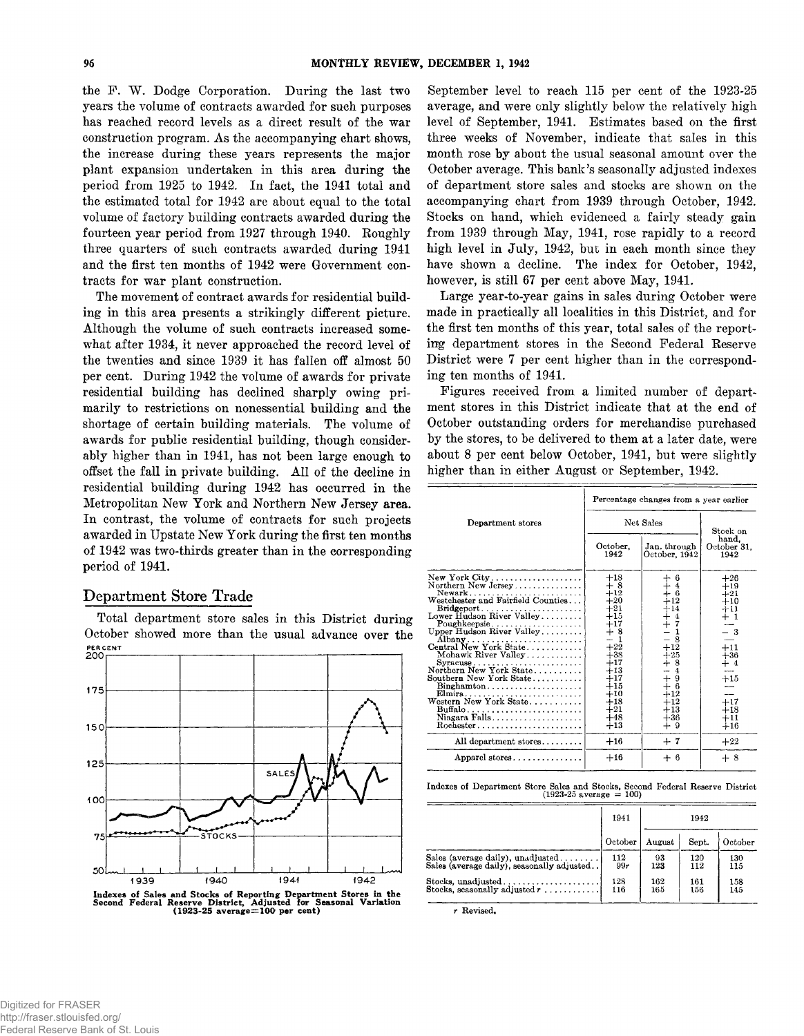the F. W. Dodge Corporation. During the last two years the volume of contracts awarded for such purposes has reached record levels as a direct result of the war construction program. As the accompanying chart shows, the increase during these years represents the major plant expansion undertaken in this area during the period from 1925 to 1942. In fact, the 1941 total and the estimated total for 1942 are about equal to the total volume of factory building contracts awarded during the fourteen year period from 1927 through 1940. Roughly three quarters of such contracts awarded during 1941 and the first ten months of 1942 were Government contracts for war plant construction.

The movement of contract awards for residential building in this area presents a strikingly different picture. Although the volume of such contracts increased somewhat after 1934, it never approached the record level of the twenties and since 1939 it has fallen off almost 50 per cent. During 1942 the volume of awards for private residential building has declined sharply owing primarily to restrictions on nonessential building and the shortage of certain building materials. The volume of awards for public residential building, though considerably higher than in 1941, has not been large enough to offset the fall in private building. All of the decline in residential building during 1942 has occurred in the Metropolitan New York and Northern New Jersey area. In contrast, the volume of contracts for such projects awarded in Upstate New York during the first ten months of 1942 was two-thirds greater than in the corresponding period of 1941.

## Department Store Trade

Total department store sales in this District during October showed more than the usual advance over the September level to reach 115 per cent of the 1923-25 average, and were only slightly below the relatively high level of September, 1941. Estimates based on the first three weeks of November, indicate that sales in this month rose by about the usual seasonal amount over the October average. This bank's seasonally adjusted indexes of department store sales and stocks are shown on the accompanying chart from 1939 through October, 1942. Stocks on hand, which evidenced a fairly steady gain from 1939 through May, 1941, rose rapidly to a record high level in July, 1942, but in each month since they have shown a decline. The index for October, 1942, however, is still 67 per cent above May, 1941.

Indexes of Sales and Stocks of Reporting Department Stores in the Second Federal Reserve District, Adjusted for Seasonal Variation (1923-25 average=100 per cent)

Large year-to-year gains in sales during October were made in practically all localities in this District, and for the first ten months of this year, total sales of the reporting department stores in the Second Federal Reserve District were 7 per cent higher than in the corresponding ten months of 1941.

Figures received from a limited number of department stores in this District indicate that at the end of October outstanding orders for merchandise purchased by the stores, to be delivered to them at a later date, were about 8 per cent below October, 1941, but were slightly higher than in either August or September, 1942.

| Department stores | Percentage changes from a year earlier | | |
|---|---|---|---|
| | Net Sales | | Stock on hand, October 31, 1942 |
| | October, 1942 | Jan. through October, 1942 | |
| New York City | +18 | + 6 | +26 |
| Northern New Jersey | + 8 | + 4 | +19 |
| Newark | +12 | + 6 | +21 |
| Westchester and Fairfield Counties | +20 | +12 | +10 |
| Bridgeport | +21 | +14 | +11 |
| Lower Hudson River Valley | +15 | + 4 | + 1 |
| Poughkeepsie | +17 | + 7 | — |
| Upper Hudson River Valley | + 8 | − 1 | − 3 |
| Albany | − 1 | − 8 | — |
| Central New York State | +22 | +12 | +11 |
| Mohawk River Valley | +38 | +25 | +36 |
| Syracuse | +17 | + 8 | + 4 |
| Northern New York State | +13 | − 4 | — |
| Southern New York State | +17 | + 9 | +15 |
| Binghamton | +15 | + 6 | — |
| Elmira | +10 | +12 | — |
| Western New York State | +18 | +12 | +17 |
| Buffalo | +21 | +13 | +18 |
| Niagara Falls | +48 | +36 | +11 |
| Rochester | +13 | + 9 | +16 |
| All department stores | +16 | + 7 | +22 |
| Apparel stores | +16 | + 6 | + 8 |

Indexes of Department Store Sales and Stocks, Second Federal Reserve District (1923-25 average = 100)

| | 1941 | 1942 | | |
|---|---|---|---|---|
| | October | August | Sept. | October |
| Sales (average daily), unadjusted | 112 | 93 | 120 | 130 |
| Sales (average daily), seasonally adjusted | 99r | 123 | 112 | 115 |
| Stocks, unadjusted | 128 | 162 | 161 | 158 |
| Stocks, seasonally adjusted r | 116 | 165 | 156 | 145 |

r Revised.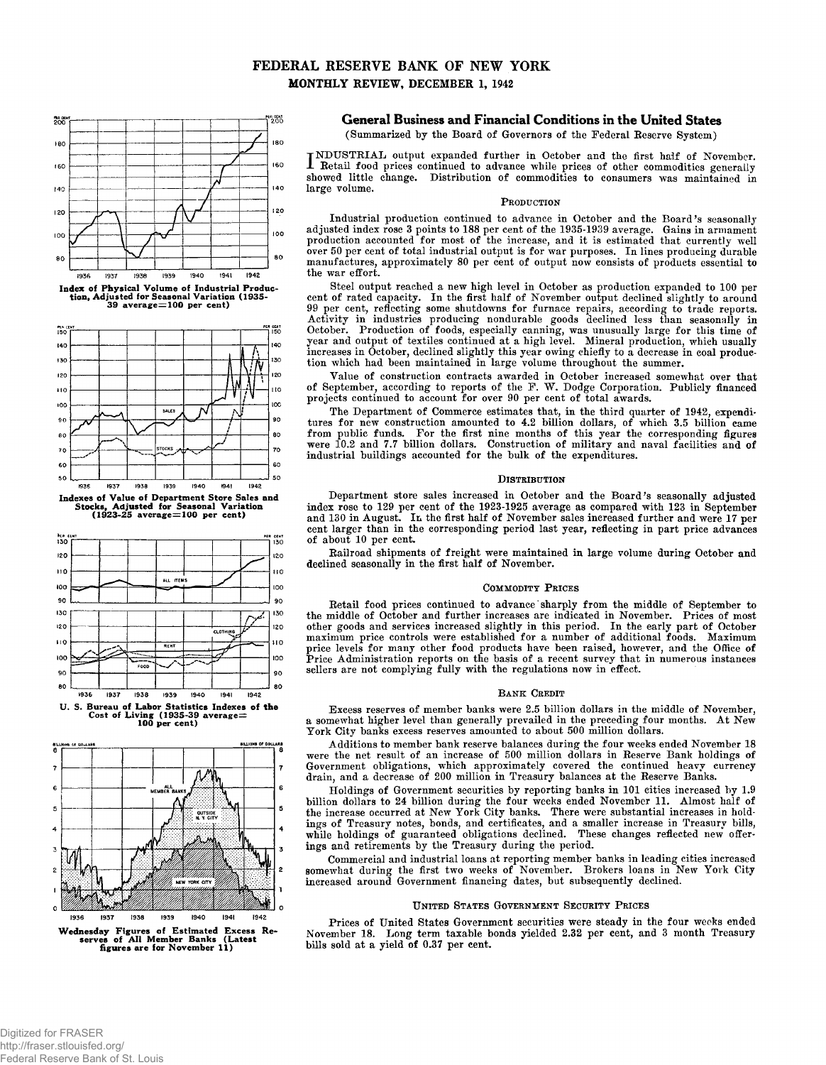FEDERAL RESERVE BANK OF NEW YORK

MONTHLY REVIEW, DECEMBER 1, 1942

PER CENT 200 180 160 140 120 100 80

1936 1937 1938 1939 1940 1941 1942

Index of Physical Volume of Industrial Production, Adjusted for Seasonal Variation (1935-39 average=100 per cent)

PER CENT 150 140 130 120 110 100 90 80 70 60 50

SALES

STOCKS

1936 1937 1938 1939 1940 1941 1942

Indexes of Value of Department Store Sales and Stocks, Adjusted for Seasonal Variation (1923-25 average=100 per cent)

PER CENT 130 120 110 100 90

ALL ITEMS

130 120 110 100 90 80

CLOTHING

RENT

FOOD

1936 1937 1938 1939 1940 1941 1942

U. S. Bureau of Labor Statistics Indexes of the Cost of Living (1935-39 average=100 per cent)

BILLIONS OF DOLLARS 8 7 6 5 4 3 2 1 0

ALL MEMBER BANKS

OUTSIDE N.Y. CITY

NEW YORK CITY

1936 1937 1938 1939 1940 1941 1942

Wednesday Figures of Estimated Excess Reserves of All Member Banks (Latest figures are for November 11)

## General Business and Financial Conditions in the United States

(Summarized by the Board of Governors of the Federal Reserve System)

INDUSTRIAL output expanded further in October and the first half of November. Retail food prices continued to advance while prices of other commodities generally showed little change. Distribution of commodities to consumers was maintained in large volume.

### Production

Industrial production continued to advance in October and the Board's seasonally adjusted index rose 3 points to 188 per cent of the 1935-1939 average. Gains in armament production accounted for most of the increase, and it is estimated that currently well over 50 per cent of total industrial output is for war purposes. In lines producing durable manufactures, approximately 80 per cent of output now consists of products essential to the war effort.

Steel output reached a new high level in October as production expanded to 100 per cent of rated capacity. In the first half of November output declined slightly to around 99 per cent, reflecting some shutdowns for furnace repairs, according to trade reports. Activity in industries producing nondurable goods declined less than seasonally in October. Production of foods, especially canning, was unusually large for this time of year and output of textiles continued at a high level. Mineral production, which usually increases in October, declined slightly this year owing chiefly to a decrease in coal production which had been maintained in large volume throughout the summer.

Value of construction contracts awarded in October increased somewhat over that of September, according to reports of the F. W. Dodge Corporation. Publicly financed projects continued to account for over 90 per cent of total awards.

The Department of Commerce estimates that, in the third quarter of 1942, expenditures for new construction amounted to 4.2 billion dollars, of which 3.5 billion came from public funds. For the first nine months of this year the corresponding figures were 10.2 and 7.7 billion dollars. Construction of military and naval facilities and of industrial buildings accounted for the bulk of the expenditures.

### Distribution

Department store sales increased in October and the Board's seasonally adjusted index rose to 129 per cent of the 1923-1925 average as compared with 123 in September and 130 in August. In the first half of November sales increased further and were 17 per cent larger than in the corresponding period last year, reflecting in part price advances of about 10 per cent.

Railroad shipments of freight were maintained in large volume during October and declined seasonally in the first half of November.

### Commodity Prices

Retail food prices continued to advance sharply from the middle of September to the middle of October and further increases are indicated in November. Prices of most other goods and services increased slightly in this period. In the early part of October maximum price controls were established for a number of additional foods. Maximum price levels for many other food products have been raised, however, and the Office of Price Administration reports on the basis of a recent survey that in numerous instances sellers are not complying fully with the regulations now in effect.

### Bank Credit

Excess reserves of member banks were 2.5 billion dollars in the middle of November, a somewhat higher level than generally prevailed in the preceding four months. At New York City banks excess reserves amounted to about 500 million dollars.

Additions to member bank reserve balances during the four weeks ended November 18 were the net result of an increase of 500 million dollars in Reserve Bank holdings of Government obligations, which approximately covered the continued heavy currency drain, and a decrease of 200 million in Treasury balances at the Reserve Banks.

Holdings of Government securities by reporting banks in 101 cities increased by 1.9 billion dollars to 24 billion during the four weeks ended November 11. Almost half of the increase occurred at New York City banks. There were substantial increases in holdings of Treasury notes, bonds, and certificates, and a smaller increase in Treasury bills, while holdings of guaranteed obligations declined. These changes reflected new offerings and retirements by the Treasury during the period.

Commercial and industrial loans at reporting member banks in leading cities increased somewhat during the first two weeks of November. Brokers loans in New York City increased around Government financing dates, but subsequently declined.

### United States Government Security Prices

Prices of United States Government securities were steady in the four weeks ended November 18. Long term taxable bonds yielded 2.32 per cent, and 3 month Treasury bills sold at a yield of 0.37 per cent.